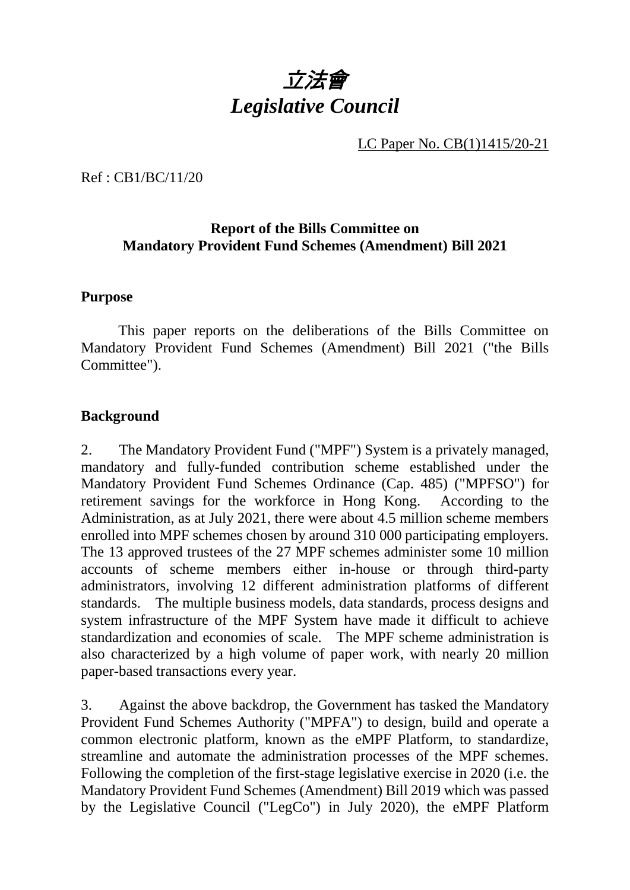# *立法會*
# *Legislative Council*

LC Paper No. CB(1)1415/20-21

Ref : CB1/BC/11/20

**Report of the Bills Committee on Mandatory Provident Fund Schemes (Amendment) Bill 2021**

## Purpose

This paper reports on the deliberations of the Bills Committee on Mandatory Provident Fund Schemes (Amendment) Bill 2021 ("the Bills Committee").

## Background

2. The Mandatory Provident Fund ("MPF") System is a privately managed, mandatory and fully-funded contribution scheme established under the Mandatory Provident Fund Schemes Ordinance (Cap. 485) ("MPFSO") for retirement savings for the workforce in Hong Kong. According to the Administration, as at July 2021, there were about 4.5 million scheme members enrolled into MPF schemes chosen by around 310 000 participating employers. The 13 approved trustees of the 27 MPF schemes administer some 10 million accounts of scheme members either in-house or through third-party administrators, involving 12 different administration platforms of different standards. The multiple business models, data standards, process designs and system infrastructure of the MPF System have made it difficult to achieve standardization and economies of scale. The MPF scheme administration is also characterized by a high volume of paper work, with nearly 20 million paper-based transactions every year.

3. Against the above backdrop, the Government has tasked the Mandatory Provident Fund Schemes Authority ("MPFA") to design, build and operate a common electronic platform, known as the eMPF Platform, to standardize, streamline and automate the administration processes of the MPF schemes. Following the completion of the first-stage legislative exercise in 2020 (i.e. the Mandatory Provident Fund Schemes (Amendment) Bill 2019 which was passed by the Legislative Council ("LegCo") in July 2020), the eMPF Platform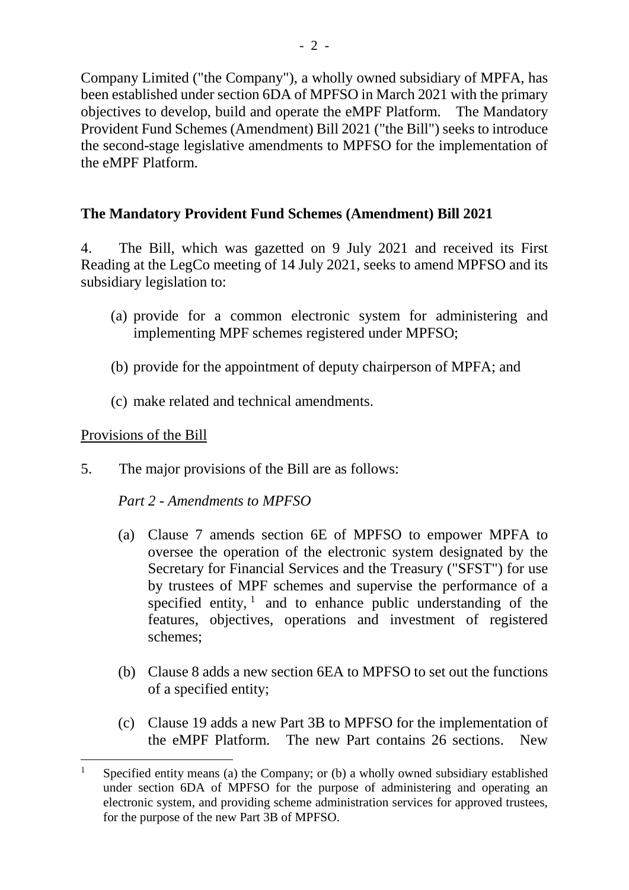Company Limited ("the Company"), a wholly owned subsidiary of MPFA, has been established under section 6DA of MPFSO in March 2021 with the primary objectives to develop, build and operate the eMPF Platform. The Mandatory Provident Fund Schemes (Amendment) Bill 2021 ("the Bill") seeks to introduce the second-stage legislative amendments to MPFSO for the implementation of the eMPF Platform.

## The Mandatory Provident Fund Schemes (Amendment) Bill 2021

4. The Bill, which was gazetted on 9 July 2021 and received its First Reading at the LegCo meeting of 14 July 2021, seeks to amend MPFSO and its subsidiary legislation to:

   (a) provide for a common electronic system for administering and implementing MPF schemes registered under MPFSO;

   (b) provide for the appointment of deputy chairperson of MPFA; and

   (c) make related and technical amendments.

<u>Provisions of the Bill</u>

5. The major provisions of the Bill are as follows:

   *Part 2 - Amendments to MPFSO*

   (a) Clause 7 amends section 6E of MPFSO to empower MPFA to oversee the operation of the electronic system designated by the Secretary for Financial Services and the Treasury ("SFST") for use by trustees of MPF schemes and supervise the performance of a specified entity,[1] and to enhance public understanding of the features, objectives, operations and investment of registered schemes;

   (b) Clause 8 adds a new section 6EA to MPFSO to set out the functions of a specified entity;

   (c) Clause 19 adds a new Part 3B to MPFSO for the implementation of the eMPF Platform. The new Part contains 26 sections. New

---

[1] Specified entity means (a) the Company; or (b) a wholly owned subsidiary established under section 6DA of MPFSO for the purpose of administering and operating an electronic system, and providing scheme administration services for approved trustees, for the purpose of the new Part 3B of MPFSO.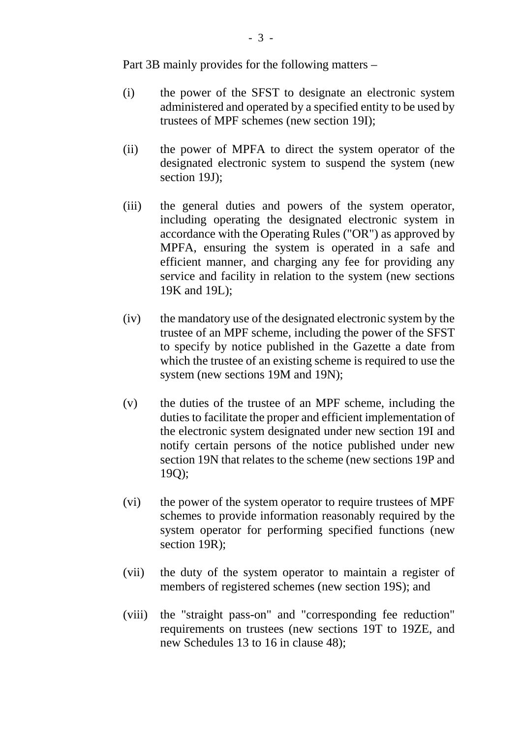Part 3B mainly provides for the following matters –

(i) the power of the SFST to designate an electronic system administered and operated by a specified entity to be used by trustees of MPF schemes (new section 19I);

(ii) the power of MPFA to direct the system operator of the designated electronic system to suspend the system (new section 19J);

(iii) the general duties and powers of the system operator, including operating the designated electronic system in accordance with the Operating Rules ("OR") as approved by MPFA, ensuring the system is operated in a safe and efficient manner, and charging any fee for providing any service and facility in relation to the system (new sections 19K and 19L);

(iv) the mandatory use of the designated electronic system by the trustee of an MPF scheme, including the power of the SFST to specify by notice published in the Gazette a date from which the trustee of an existing scheme is required to use the system (new sections 19M and 19N);

(v) the duties of the trustee of an MPF scheme, including the duties to facilitate the proper and efficient implementation of the electronic system designated under new section 19I and notify certain persons of the notice published under new section 19N that relates to the scheme (new sections 19P and 19Q);

(vi) the power of the system operator to require trustees of MPF schemes to provide information reasonably required by the system operator for performing specified functions (new section 19R);

(vii) the duty of the system operator to maintain a register of members of registered schemes (new section 19S); and

(viii) the "straight pass-on" and "corresponding fee reduction" requirements on trustees (new sections 19T to 19ZE, and new Schedules 13 to 16 in clause 48);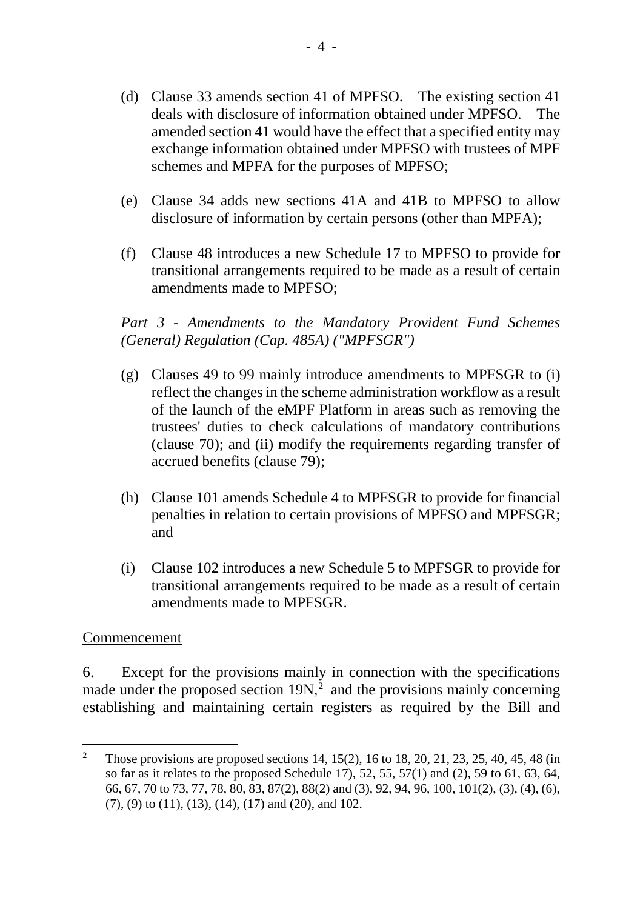(d) Clause 33 amends section 41 of MPFSO. The existing section 41 deals with disclosure of information obtained under MPFSO. The amended section 41 would have the effect that a specified entity may exchange information obtained under MPFSO with trustees of MPF schemes and MPFA for the purposes of MPFSO;

(e) Clause 34 adds new sections 41A and 41B to MPFSO to allow disclosure of information by certain persons (other than MPFA);

(f) Clause 48 introduces a new Schedule 17 to MPFSO to provide for transitional arrangements required to be made as a result of certain amendments made to MPFSO;

*Part 3 - Amendments to the Mandatory Provident Fund Schemes (General) Regulation (Cap. 485A) ("MPFSGR")*

(g) Clauses 49 to 99 mainly introduce amendments to MPFSGR to (i) reflect the changes in the scheme administration workflow as a result of the launch of the eMPF Platform in areas such as removing the trustees' duties to check calculations of mandatory contributions (clause 70); and (ii) modify the requirements regarding transfer of accrued benefits (clause 79);

(h) Clause 101 amends Schedule 4 to MPFSGR to provide for financial penalties in relation to certain provisions of MPFSO and MPFSGR; and

(i) Clause 102 introduces a new Schedule 5 to MPFSGR to provide for transitional arrangements required to be made as a result of certain amendments made to MPFSGR.

<u>Commencement</u>

6. Except for the provisions mainly in connection with the specifications made under the proposed section 19N,[2] and the provisions mainly concerning establishing and maintaining certain registers as required by the Bill and

---

[2] Those provisions are proposed sections 14, 15(2), 16 to 18, 20, 21, 23, 25, 40, 45, 48 (in so far as it relates to the proposed Schedule 17), 52, 55, 57(1) and (2), 59 to 61, 63, 64, 66, 67, 70 to 73, 77, 78, 80, 83, 87(2), 88(2) and (3), 92, 94, 96, 100, 101(2), (3), (4), (6), (7), (9) to (11), (13), (14), (17) and (20), and 102.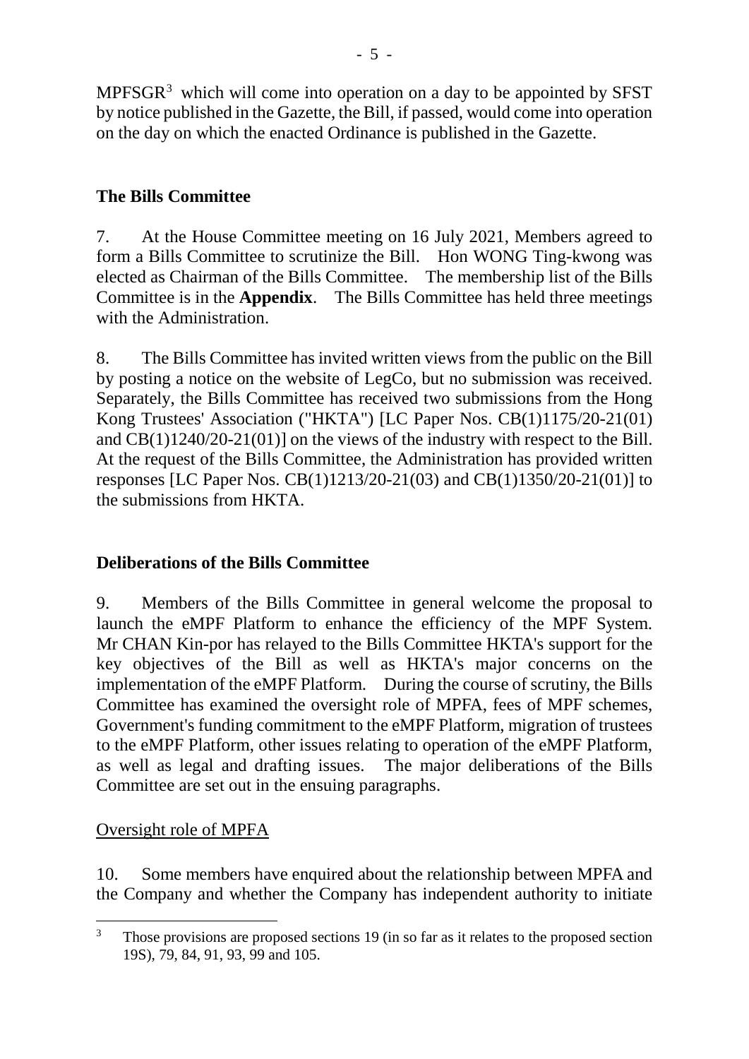MPFSGR[3] which will come into operation on a day to be appointed by SFST by notice published in the Gazette, the Bill, if passed, would come into operation on the day on which the enacted Ordinance is published in the Gazette.

## The Bills Committee

7. At the House Committee meeting on 16 July 2021, Members agreed to form a Bills Committee to scrutinize the Bill. Hon WONG Ting-kwong was elected as Chairman of the Bills Committee. The membership list of the Bills Committee is in the **Appendix**. The Bills Committee has held three meetings with the Administration.

8. The Bills Committee has invited written views from the public on the Bill by posting a notice on the website of LegCo, but no submission was received. Separately, the Bills Committee has received two submissions from the Hong Kong Trustees' Association ("HKTA") [LC Paper Nos. CB(1)1175/20-21(01) and CB(1)1240/20-21(01)] on the views of the industry with respect to the Bill. At the request of the Bills Committee, the Administration has provided written responses [LC Paper Nos. CB(1)1213/20-21(03) and CB(1)1350/20-21(01)] to the submissions from HKTA.

## Deliberations of the Bills Committee

9. Members of the Bills Committee in general welcome the proposal to launch the eMPF Platform to enhance the efficiency of the MPF System. Mr CHAN Kin-por has relayed to the Bills Committee HKTA's support for the key objectives of the Bill as well as HKTA's major concerns on the implementation of the eMPF Platform. During the course of scrutiny, the Bills Committee has examined the oversight role of MPFA, fees of MPF schemes, Government's funding commitment to the eMPF Platform, migration of trustees to the eMPF Platform, other issues relating to operation of the eMPF Platform, as well as legal and drafting issues. The major deliberations of the Bills Committee are set out in the ensuing paragraphs.

### Oversight role of MPFA

10. Some members have enquired about the relationship between MPFA and the Company and whether the Company has independent authority to initiate

---

[3] Those provisions are proposed sections 19 (in so far as it relates to the proposed section 19S), 79, 84, 91, 93, 99 and 105.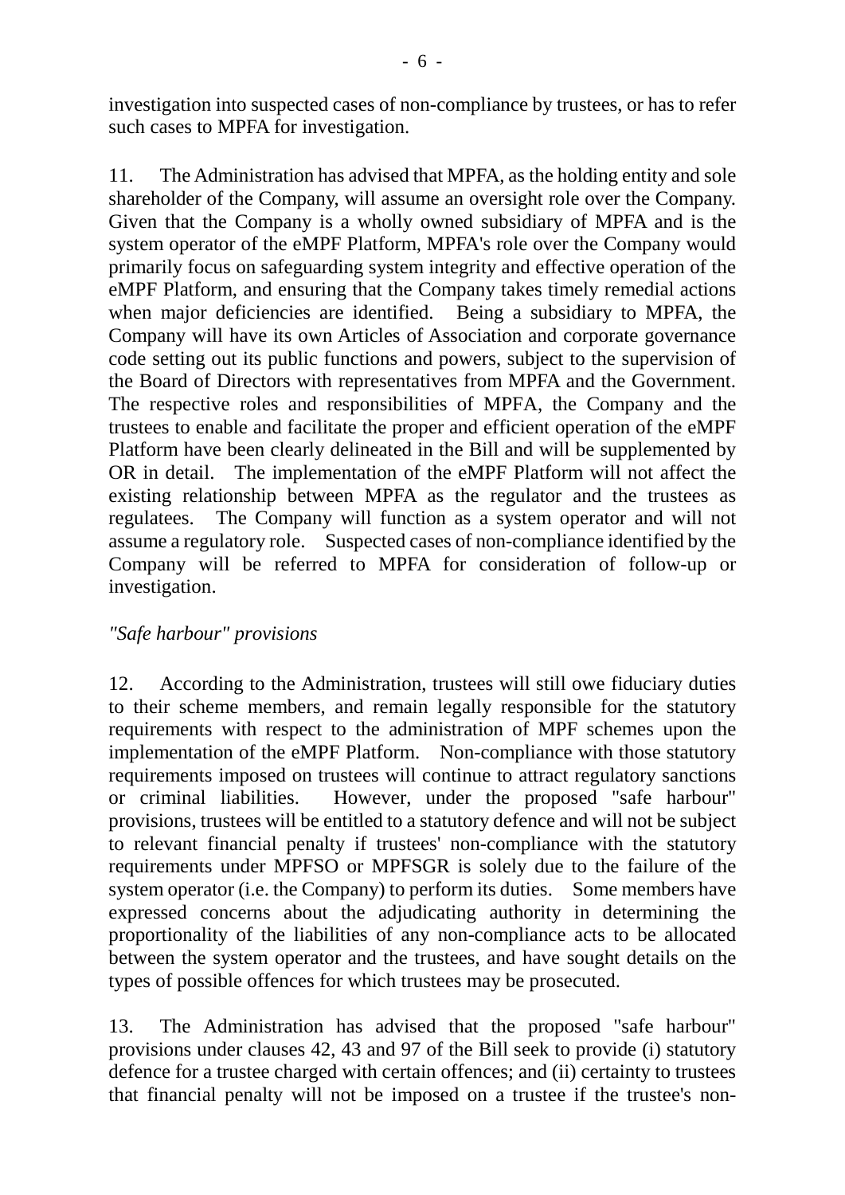investigation into suspected cases of non-compliance by trustees, or has to refer such cases to MPFA for investigation.

11. The Administration has advised that MPFA, as the holding entity and sole shareholder of the Company, will assume an oversight role over the Company. Given that the Company is a wholly owned subsidiary of MPFA and is the system operator of the eMPF Platform, MPFA's role over the Company would primarily focus on safeguarding system integrity and effective operation of the eMPF Platform, and ensuring that the Company takes timely remedial actions when major deficiencies are identified. Being a subsidiary to MPFA, the Company will have its own Articles of Association and corporate governance code setting out its public functions and powers, subject to the supervision of the Board of Directors with representatives from MPFA and the Government. The respective roles and responsibilities of MPFA, the Company and the trustees to enable and facilitate the proper and efficient operation of the eMPF Platform have been clearly delineated in the Bill and will be supplemented by OR in detail. The implementation of the eMPF Platform will not affect the existing relationship between MPFA as the regulator and the trustees as regulatees. The Company will function as a system operator and will not assume a regulatory role. Suspected cases of non-compliance identified by the Company will be referred to MPFA for consideration of follow-up or investigation.

*"Safe harbour" provisions*

12. According to the Administration, trustees will still owe fiduciary duties to their scheme members, and remain legally responsible for the statutory requirements with respect to the administration of MPF schemes upon the implementation of the eMPF Platform. Non-compliance with those statutory requirements imposed on trustees will continue to attract regulatory sanctions or criminal liabilities. However, under the proposed "safe harbour" provisions, trustees will be entitled to a statutory defence and will not be subject to relevant financial penalty if trustees' non-compliance with the statutory requirements under MPFSO or MPFSGR is solely due to the failure of the system operator (i.e. the Company) to perform its duties. Some members have expressed concerns about the adjudicating authority in determining the proportionality of the liabilities of any non-compliance acts to be allocated between the system operator and the trustees, and have sought details on the types of possible offences for which trustees may be prosecuted.

13. The Administration has advised that the proposed "safe harbour" provisions under clauses 42, 43 and 97 of the Bill seek to provide (i) statutory defence for a trustee charged with certain offences; and (ii) certainty to trustees that financial penalty will not be imposed on a trustee if the trustee's non-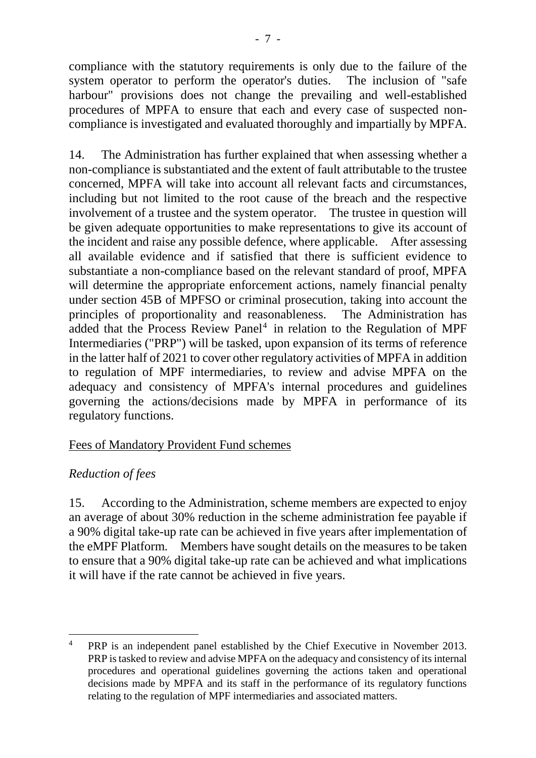compliance with the statutory requirements is only due to the failure of the system operator to perform the operator's duties. The inclusion of "safe harbour" provisions does not change the prevailing and well-established procedures of MPFA to ensure that each and every case of suspected non-compliance is investigated and evaluated thoroughly and impartially by MPFA.

14. The Administration has further explained that when assessing whether a non-compliance is substantiated and the extent of fault attributable to the trustee concerned, MPFA will take into account all relevant facts and circumstances, including but not limited to the root cause of the breach and the respective involvement of a trustee and the system operator. The trustee in question will be given adequate opportunities to make representations to give its account of the incident and raise any possible defence, where applicable. After assessing all available evidence and if satisfied that there is sufficient evidence to substantiate a non-compliance based on the relevant standard of proof, MPFA will determine the appropriate enforcement actions, namely financial penalty under section 45B of MPFSO or criminal prosecution, taking into account the principles of proportionality and reasonableness. The Administration has added that the Process Review Panel[4] in relation to the Regulation of MPF Intermediaries ("PRP") will be tasked, upon expansion of its terms of reference in the latter half of 2021 to cover other regulatory activities of MPFA in addition to regulation of MPF intermediaries, to review and advise MPFA on the adequacy and consistency of MPFA's internal procedures and guidelines governing the actions/decisions made by MPFA in performance of its regulatory functions.

<u>Fees of Mandatory Provident Fund schemes</u>

*Reduction of fees*

15. According to the Administration, scheme members are expected to enjoy an average of about 30% reduction in the scheme administration fee payable if a 90% digital take-up rate can be achieved in five years after implementation of the eMPF Platform. Members have sought details on the measures to be taken to ensure that a 90% digital take-up rate can be achieved and what implications it will have if the rate cannot be achieved in five years.

---

[4] PRP is an independent panel established by the Chief Executive in November 2013. PRP is tasked to review and advise MPFA on the adequacy and consistency of its internal procedures and operational guidelines governing the actions taken and operational decisions made by MPFA and its staff in the performance of its regulatory functions relating to the regulation of MPF intermediaries and associated matters.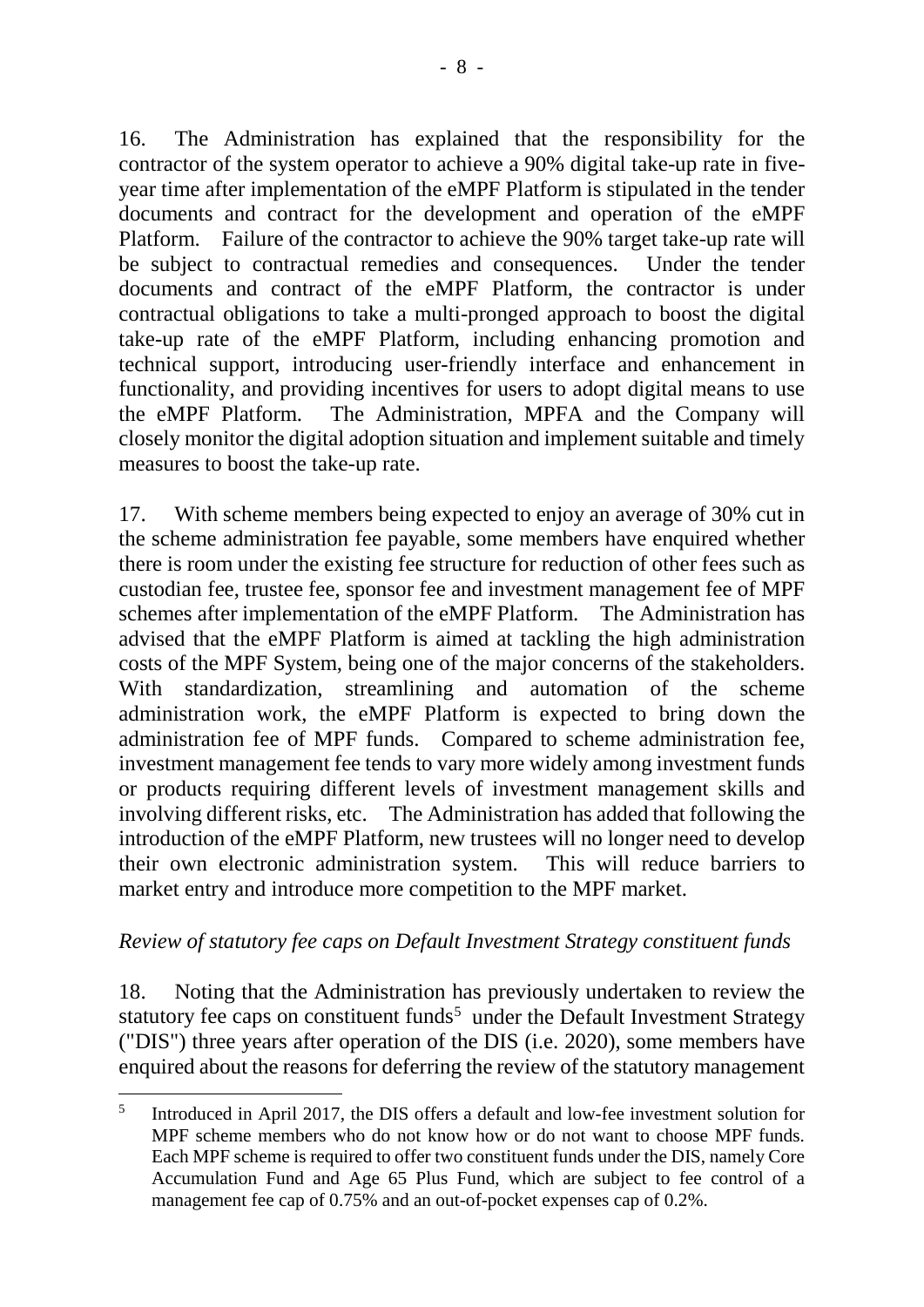16. The Administration has explained that the responsibility for the contractor of the system operator to achieve a 90% digital take-up rate in five-year time after implementation of the eMPF Platform is stipulated in the tender documents and contract for the development and operation of the eMPF Platform. Failure of the contractor to achieve the 90% target take-up rate will be subject to contractual remedies and consequences. Under the tender documents and contract of the eMPF Platform, the contractor is under contractual obligations to take a multi-pronged approach to boost the digital take-up rate of the eMPF Platform, including enhancing promotion and technical support, introducing user-friendly interface and enhancement in functionality, and providing incentives for users to adopt digital means to use the eMPF Platform. The Administration, MPFA and the Company will closely monitor the digital adoption situation and implement suitable and timely measures to boost the take-up rate.

17. With scheme members being expected to enjoy an average of 30% cut in the scheme administration fee payable, some members have enquired whether there is room under the existing fee structure for reduction of other fees such as custodian fee, trustee fee, sponsor fee and investment management fee of MPF schemes after implementation of the eMPF Platform. The Administration has advised that the eMPF Platform is aimed at tackling the high administration costs of the MPF System, being one of the major concerns of the stakeholders. With standardization, streamlining and automation of the scheme administration work, the eMPF Platform is expected to bring down the administration fee of MPF funds. Compared to scheme administration fee, investment management fee tends to vary more widely among investment funds or products requiring different levels of investment management skills and involving different risks, etc. The Administration has added that following the introduction of the eMPF Platform, new trustees will no longer need to develop their own electronic administration system. This will reduce barriers to market entry and introduce more competition to the MPF market.

*Review of statutory fee caps on Default Investment Strategy constituent funds*

18. Noting that the Administration has previously undertaken to review the statutory fee caps on constituent funds[5] under the Default Investment Strategy ("DIS") three years after operation of the DIS (i.e. 2020), some members have enquired about the reasons for deferring the review of the statutory management

---

[5] Introduced in April 2017, the DIS offers a default and low-fee investment solution for MPF scheme members who do not know how or do not want to choose MPF funds. Each MPF scheme is required to offer two constituent funds under the DIS, namely Core Accumulation Fund and Age 65 Plus Fund, which are subject to fee control of a management fee cap of 0.75% and an out-of-pocket expenses cap of 0.2%.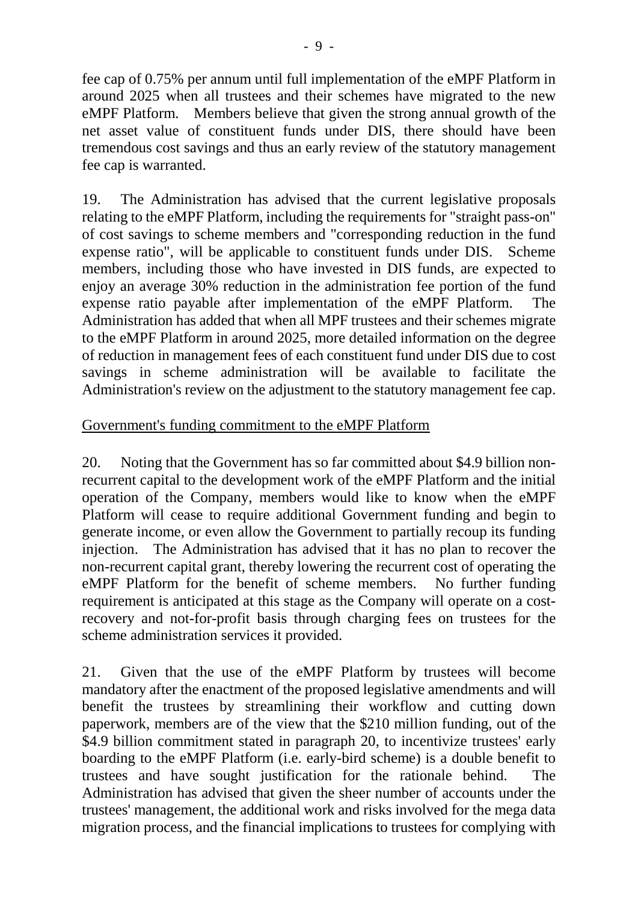fee cap of 0.75% per annum until full implementation of the eMPF Platform in around 2025 when all trustees and their schemes have migrated to the new eMPF Platform. Members believe that given the strong annual growth of the net asset value of constituent funds under DIS, there should have been tremendous cost savings and thus an early review of the statutory management fee cap is warranted.

19. The Administration has advised that the current legislative proposals relating to the eMPF Platform, including the requirements for "straight pass-on" of cost savings to scheme members and "corresponding reduction in the fund expense ratio", will be applicable to constituent funds under DIS. Scheme members, including those who have invested in DIS funds, are expected to enjoy an average 30% reduction in the administration fee portion of the fund expense ratio payable after implementation of the eMPF Platform. The Administration has added that when all MPF trustees and their schemes migrate to the eMPF Platform in around 2025, more detailed information on the degree of reduction in management fees of each constituent fund under DIS due to cost savings in scheme administration will be available to facilitate the Administration's review on the adjustment to the statutory management fee cap.

<u>Government's funding commitment to the eMPF Platform</u>

20. Noting that the Government has so far committed about $4.9 billion non-recurrent capital to the development work of the eMPF Platform and the initial operation of the Company, members would like to know when the eMPF Platform will cease to require additional Government funding and begin to generate income, or even allow the Government to partially recoup its funding injection. The Administration has advised that it has no plan to recover the non-recurrent capital grant, thereby lowering the recurrent cost of operating the eMPF Platform for the benefit of scheme members. No further funding requirement is anticipated at this stage as the Company will operate on a cost-recovery and not-for-profit basis through charging fees on trustees for the scheme administration services it provided.

21. Given that the use of the eMPF Platform by trustees will become mandatory after the enactment of the proposed legislative amendments and will benefit the trustees by streamlining their workflow and cutting down paperwork, members are of the view that the $210 million funding, out of the $4.9 billion commitment stated in paragraph 20, to incentivize trustees' early boarding to the eMPF Platform (i.e. early-bird scheme) is a double benefit to trustees and have sought justification for the rationale behind. The Administration has advised that given the sheer number of accounts under the trustees' management, the additional work and risks involved for the mega data migration process, and the financial implications to trustees for complying with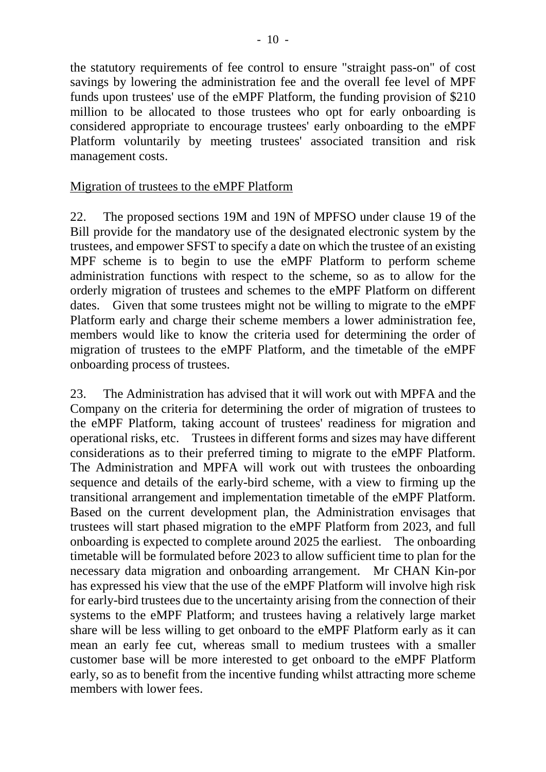the statutory requirements of fee control to ensure "straight pass-on" of cost savings by lowering the administration fee and the overall fee level of MPF funds upon trustees' use of the eMPF Platform, the funding provision of $210 million to be allocated to those trustees who opt for early onboarding is considered appropriate to encourage trustees' early onboarding to the eMPF Platform voluntarily by meeting trustees' associated transition and risk management costs.

<u>Migration of trustees to the eMPF Platform</u>

22. The proposed sections 19M and 19N of MPFSO under clause 19 of the Bill provide for the mandatory use of the designated electronic system by the trustees, and empower SFST to specify a date on which the trustee of an existing MPF scheme is to begin to use the eMPF Platform to perform scheme administration functions with respect to the scheme, so as to allow for the orderly migration of trustees and schemes to the eMPF Platform on different dates. Given that some trustees might not be willing to migrate to the eMPF Platform early and charge their scheme members a lower administration fee, members would like to know the criteria used for determining the order of migration of trustees to the eMPF Platform, and the timetable of the eMPF onboarding process of trustees.

23. The Administration has advised that it will work out with MPFA and the Company on the criteria for determining the order of migration of trustees to the eMPF Platform, taking account of trustees' readiness for migration and operational risks, etc. Trustees in different forms and sizes may have different considerations as to their preferred timing to migrate to the eMPF Platform. The Administration and MPFA will work out with trustees the onboarding sequence and details of the early-bird scheme, with a view to firming up the transitional arrangement and implementation timetable of the eMPF Platform. Based on the current development plan, the Administration envisages that trustees will start phased migration to the eMPF Platform from 2023, and full onboarding is expected to complete around 2025 the earliest. The onboarding timetable will be formulated before 2023 to allow sufficient time to plan for the necessary data migration and onboarding arrangement. Mr CHAN Kin-por has expressed his view that the use of the eMPF Platform will involve high risk for early-bird trustees due to the uncertainty arising from the connection of their systems to the eMPF Platform; and trustees having a relatively large market share will be less willing to get onboard to the eMPF Platform early as it can mean an early fee cut, whereas small to medium trustees with a smaller customer base will be more interested to get onboard to the eMPF Platform early, so as to benefit from the incentive funding whilst attracting more scheme members with lower fees.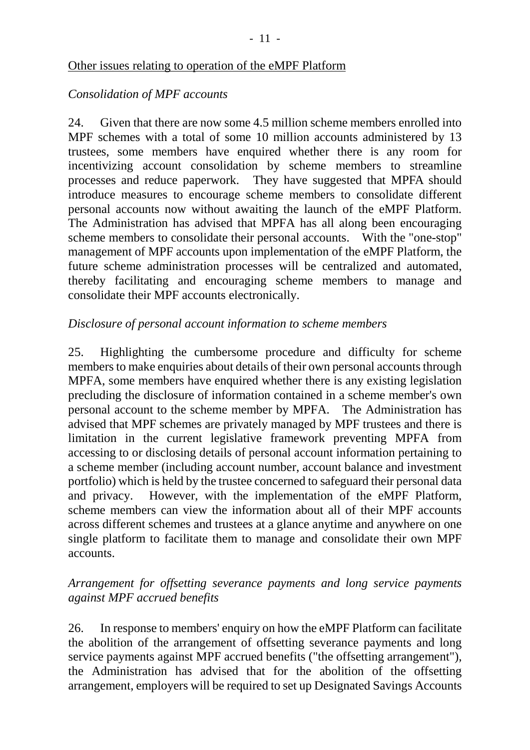<u>Other issues relating to operation of the eMPF Platform</u>

*Consolidation of MPF accounts*

24. Given that there are now some 4.5 million scheme members enrolled into MPF schemes with a total of some 10 million accounts administered by 13 trustees, some members have enquired whether there is any room for incentivizing account consolidation by scheme members to streamline processes and reduce paperwork. They have suggested that MPFA should introduce measures to encourage scheme members to consolidate different personal accounts now without awaiting the launch of the eMPF Platform. The Administration has advised that MPFA has all along been encouraging scheme members to consolidate their personal accounts. With the "one-stop" management of MPF accounts upon implementation of the eMPF Platform, the future scheme administration processes will be centralized and automated, thereby facilitating and encouraging scheme members to manage and consolidate their MPF accounts electronically.

*Disclosure of personal account information to scheme members*

25. Highlighting the cumbersome procedure and difficulty for scheme members to make enquiries about details of their own personal accounts through MPFA, some members have enquired whether there is any existing legislation precluding the disclosure of information contained in a scheme member's own personal account to the scheme member by MPFA. The Administration has advised that MPF schemes are privately managed by MPF trustees and there is limitation in the current legislative framework preventing MPFA from accessing to or disclosing details of personal account information pertaining to a scheme member (including account number, account balance and investment portfolio) which is held by the trustee concerned to safeguard their personal data and privacy. However, with the implementation of the eMPF Platform, scheme members can view the information about all of their MPF accounts across different schemes and trustees at a glance anytime and anywhere on one single platform to facilitate them to manage and consolidate their own MPF accounts.

*Arrangement for offsetting severance payments and long service payments against MPF accrued benefits*

26. In response to members' enquiry on how the eMPF Platform can facilitate the abolition of the arrangement of offsetting severance payments and long service payments against MPF accrued benefits ("the offsetting arrangement"), the Administration has advised that for the abolition of the offsetting arrangement, employers will be required to set up Designated Savings Accounts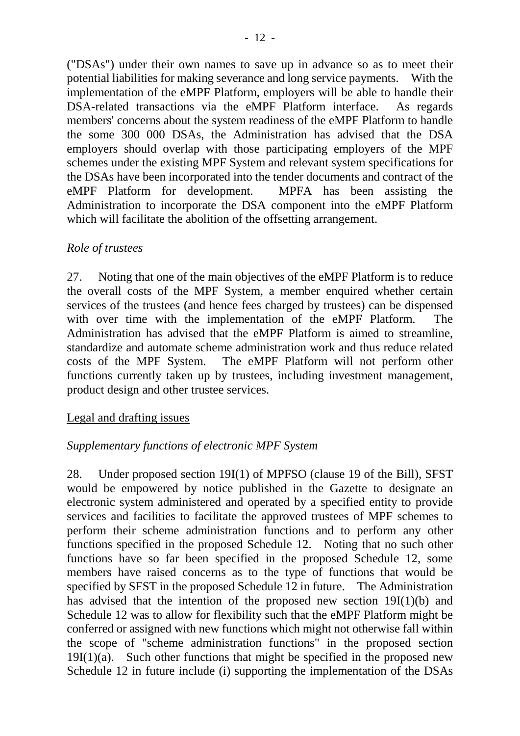("DSAs") under their own names to save up in advance so as to meet their potential liabilities for making severance and long service payments. With the implementation of the eMPF Platform, employers will be able to handle their DSA-related transactions via the eMPF Platform interface. As regards members' concerns about the system readiness of the eMPF Platform to handle the some 300 000 DSAs, the Administration has advised that the DSA employers should overlap with those participating employers of the MPF schemes under the existing MPF System and relevant system specifications for the DSAs have been incorporated into the tender documents and contract of the eMPF Platform for development. MPFA has been assisting the Administration to incorporate the DSA component into the eMPF Platform which will facilitate the abolition of the offsetting arrangement.

*Role of trustees*

27. Noting that one of the main objectives of the eMPF Platform is to reduce the overall costs of the MPF System, a member enquired whether certain services of the trustees (and hence fees charged by trustees) can be dispensed with over time with the implementation of the eMPF Platform. The Administration has advised that the eMPF Platform is aimed to streamline, standardize and automate scheme administration work and thus reduce related costs of the MPF System. The eMPF Platform will not perform other functions currently taken up by trustees, including investment management, product design and other trustee services.

<u>Legal and drafting issues</u>

*Supplementary functions of electronic MPF System*

28. Under proposed section 19I(1) of MPFSO (clause 19 of the Bill), SFST would be empowered by notice published in the Gazette to designate an electronic system administered and operated by a specified entity to provide services and facilities to facilitate the approved trustees of MPF schemes to perform their scheme administration functions and to perform any other functions specified in the proposed Schedule 12. Noting that no such other functions have so far been specified in the proposed Schedule 12, some members have raised concerns as to the type of functions that would be specified by SFST in the proposed Schedule 12 in future. The Administration has advised that the intention of the proposed new section 19I(1)(b) and Schedule 12 was to allow for flexibility such that the eMPF Platform might be conferred or assigned with new functions which might not otherwise fall within the scope of "scheme administration functions" in the proposed section 19I(1)(a). Such other functions that might be specified in the proposed new Schedule 12 in future include (i) supporting the implementation of the DSAs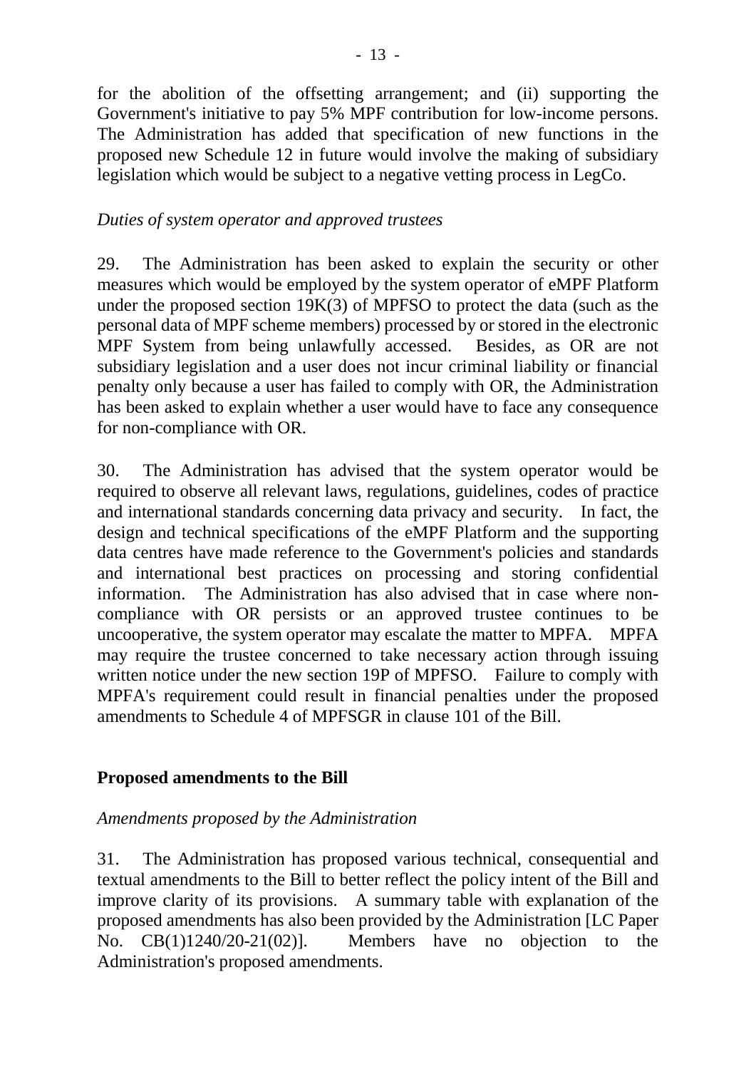for the abolition of the offsetting arrangement; and (ii) supporting the Government's initiative to pay 5% MPF contribution for low-income persons. The Administration has added that specification of new functions in the proposed new Schedule 12 in future would involve the making of subsidiary legislation which would be subject to a negative vetting process in LegCo.

*Duties of system operator and approved trustees*

29. The Administration has been asked to explain the security or other measures which would be employed by the system operator of eMPF Platform under the proposed section 19K(3) of MPFSO to protect the data (such as the personal data of MPF scheme members) processed by or stored in the electronic MPF System from being unlawfully accessed. Besides, as OR are not subsidiary legislation and a user does not incur criminal liability or financial penalty only because a user has failed to comply with OR, the Administration has been asked to explain whether a user would have to face any consequence for non-compliance with OR.

30. The Administration has advised that the system operator would be required to observe all relevant laws, regulations, guidelines, codes of practice and international standards concerning data privacy and security. In fact, the design and technical specifications of the eMPF Platform and the supporting data centres have made reference to the Government's policies and standards and international best practices on processing and storing confidential information. The Administration has also advised that in case where non-compliance with OR persists or an approved trustee continues to be uncooperative, the system operator may escalate the matter to MPFA. MPFA may require the trustee concerned to take necessary action through issuing written notice under the new section 19P of MPFSO. Failure to comply with MPFA's requirement could result in financial penalties under the proposed amendments to Schedule 4 of MPFSGR in clause 101 of the Bill.

## Proposed amendments to the Bill

*Amendments proposed by the Administration*

31. The Administration has proposed various technical, consequential and textual amendments to the Bill to better reflect the policy intent of the Bill and improve clarity of its provisions. A summary table with explanation of the proposed amendments has also been provided by the Administration [LC Paper No. CB(1)1240/20-21(02)]. Members have no objection to the Administration's proposed amendments.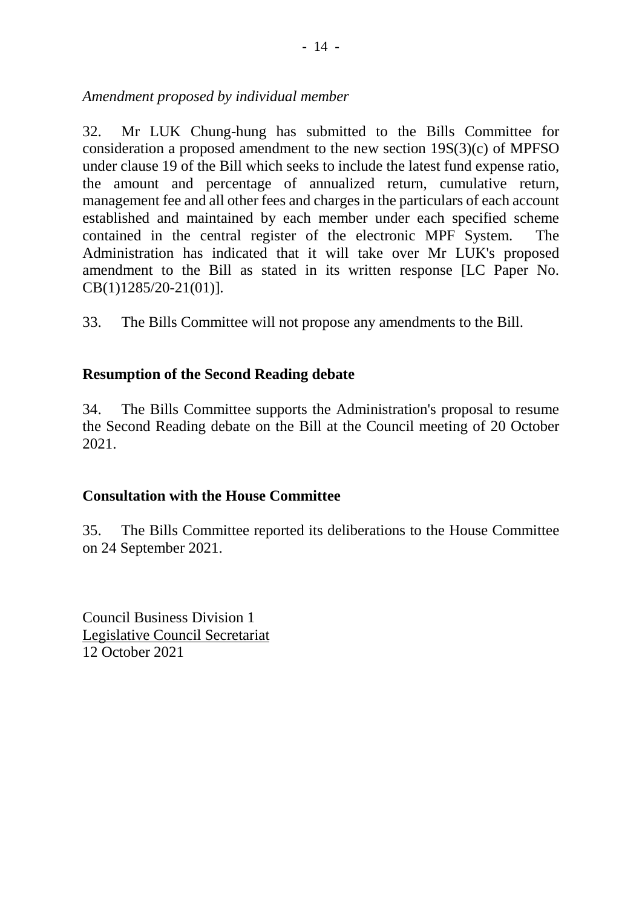*Amendment proposed by individual member*

32. Mr LUK Chung-hung has submitted to the Bills Committee for consideration a proposed amendment to the new section 19S(3)(c) of MPFSO under clause 19 of the Bill which seeks to include the latest fund expense ratio, the amount and percentage of annualized return, cumulative return, management fee and all other fees and charges in the particulars of each account established and maintained by each member under each specified scheme contained in the central register of the electronic MPF System. The Administration has indicated that it will take over Mr LUK's proposed amendment to the Bill as stated in its written response [LC Paper No. CB(1)1285/20-21(01)].

33. The Bills Committee will not propose any amendments to the Bill.

## Resumption of the Second Reading debate

34. The Bills Committee supports the Administration's proposal to resume the Second Reading debate on the Bill at the Council meeting of 20 October 2021.

## Consultation with the House Committee

35. The Bills Committee reported its deliberations to the House Committee on 24 September 2021.

Council Business Division 1
Legislative Council Secretariat
12 October 2021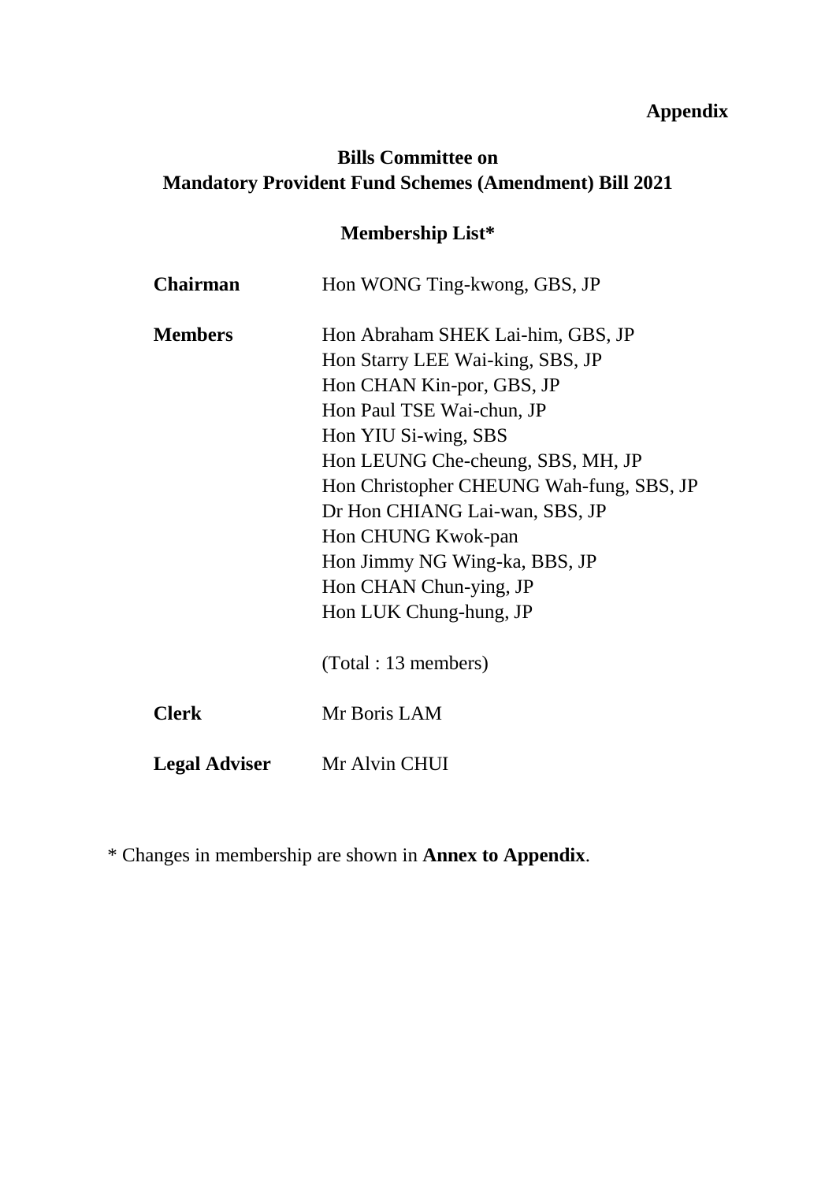**Appendix**

## Bills Committee on Mandatory Provident Fund Schemes (Amendment) Bill 2021

### Membership List*

| | |
|---|---|
| **Chairman** | Hon WONG Ting-kwong, GBS, JP |
| **Members** | Hon Abraham SHEK Lai-him, GBS, JP<br>Hon Starry LEE Wai-king, SBS, JP<br>Hon CHAN Kin-por, GBS, JP<br>Hon Paul TSE Wai-chun, JP<br>Hon YIU Si-wing, SBS<br>Hon LEUNG Che-cheung, SBS, MH, JP<br>Hon Christopher CHEUNG Wah-fung, SBS, JP<br>Dr Hon CHIANG Lai-wan, SBS, JP<br>Hon CHUNG Kwok-pan<br>Hon Jimmy NG Wing-ka, BBS, JP<br>Hon CHAN Chun-ying, JP<br>Hon LUK Chung-hung, JP<br><br>(Total : 13 members) |
| **Clerk** | Mr Boris LAM |
| **Legal Adviser** | Mr Alvin CHUI |

* Changes in membership are shown in **Annex to Appendix**.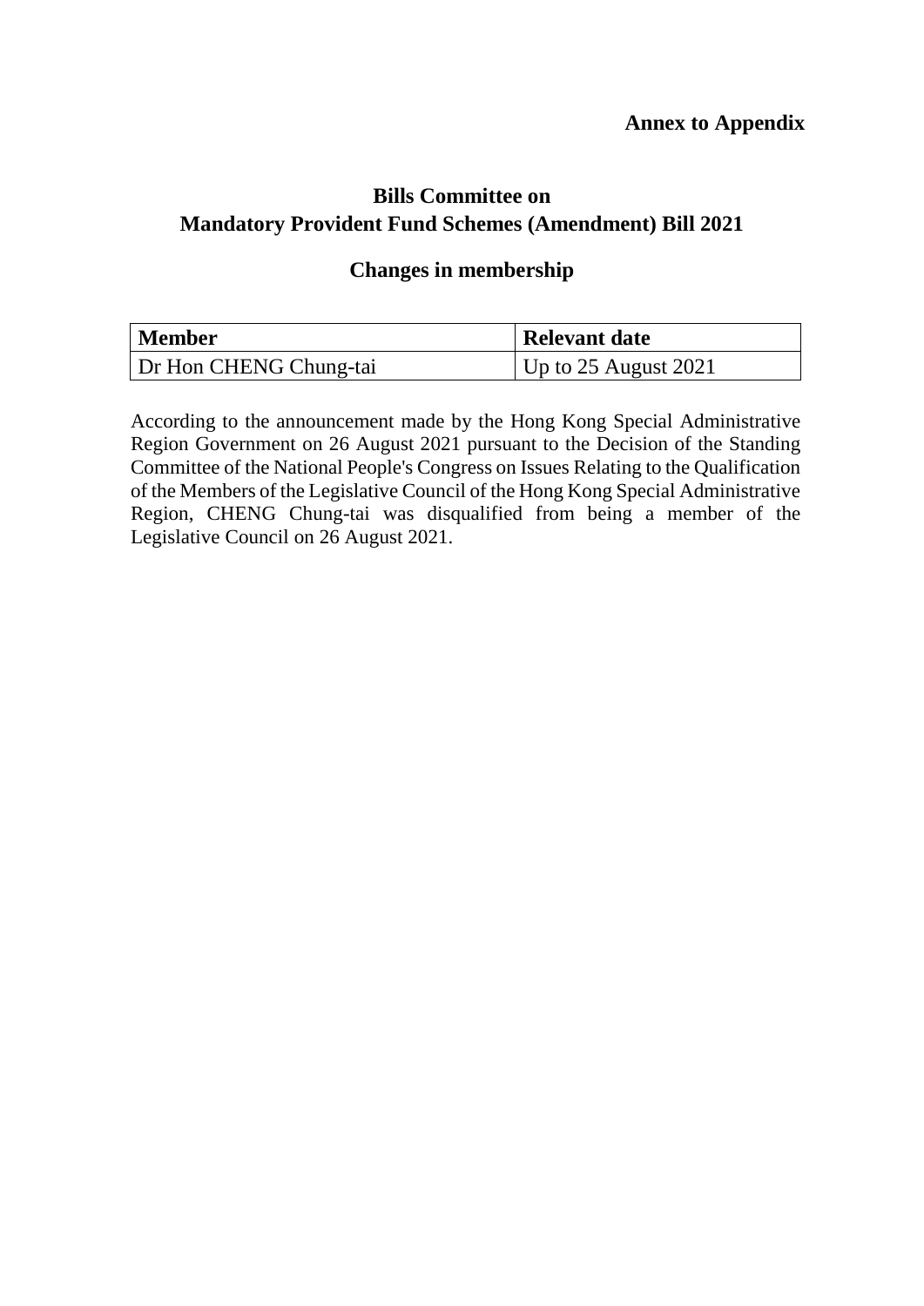**Annex to Appendix**

## Bills Committee on Mandatory Provident Fund Schemes (Amendment) Bill 2021

### Changes in membership

| Member | Relevant date |
| --- | --- |
| Dr Hon CHENG Chung-tai | Up to 25 August 2021 |

According to the announcement made by the Hong Kong Special Administrative Region Government on 26 August 2021 pursuant to the Decision of the Standing Committee of the National People's Congress on Issues Relating to the Qualification of the Members of the Legislative Council of the Hong Kong Special Administrative Region, CHENG Chung-tai was disqualified from being a member of the Legislative Council on 26 August 2021.